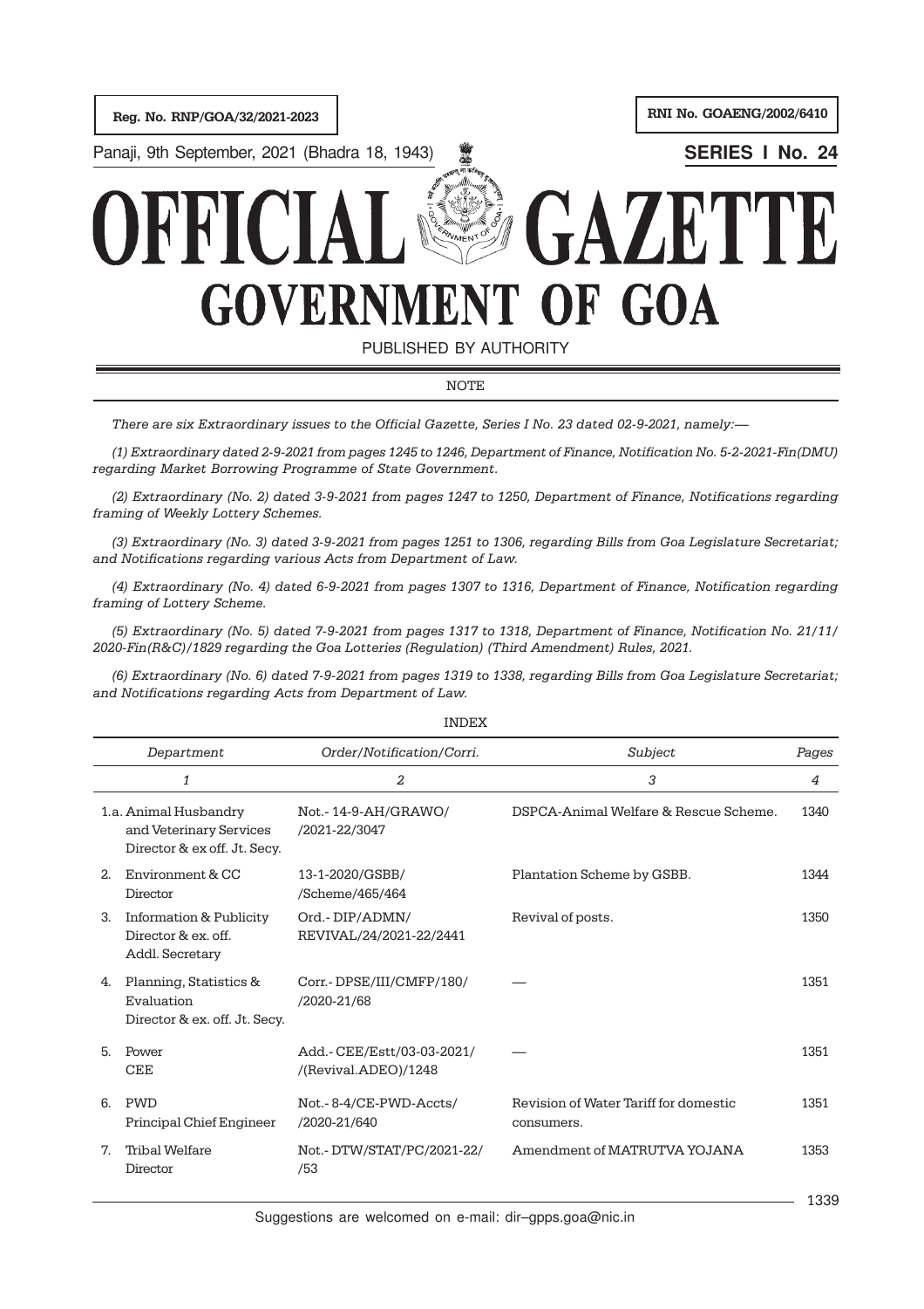Reg. No. RNP/GOA/32/2021-2023

RNI No. GOAENG/2002/6410

Panaji, 9th September, 2021 (Bhadra 18, 1943)

**SERIES I No. 24**

# OFFICIAL GAZETTE
# GOVERNMENT OF GOA

PUBLISHED BY AUTHORITY

NOTE

*There are six Extraordinary issues to the Official Gazette, Series I No. 23 dated 02-9-2021, namely:—*

*(1) Extraordinary dated 2-9-2021 from pages 1245 to 1246, Department of Finance, Notification No. 5-2-2021-Fin(DMU) regarding Market Borrowing Programme of State Government.*

*(2) Extraordinary (No. 2) dated 3-9-2021 from pages 1247 to 1250, Department of Finance, Notifications regarding framing of Weekly Lottery Schemes.*

*(3) Extraordinary (No. 3) dated 3-9-2021 from pages 1251 to 1306, regarding Bills from Goa Legislature Secretariat; and Notifications regarding various Acts from Department of Law.*

*(4) Extraordinary (No. 4) dated 6-9-2021 from pages 1307 to 1316, Department of Finance, Notification regarding framing of Lottery Scheme.*

*(5) Extraordinary (No. 5) dated 7-9-2021 from pages 1317 to 1318, Department of Finance, Notification No. 21/11/2020-Fin(R&C)/1829 regarding the Goa Lotteries (Regulation) (Third Amendment) Rules, 2021.*

*(6) Extraordinary (No. 6) dated 7-9-2021 from pages 1319 to 1338, regarding Bills from Goa Legislature Secretariat; and Notifications regarding Acts from Department of Law.*

INDEX

| *Department* | *Order/Notification/Corri.* | *Subject* | *Pages* |
|---|---|---|---|
| *1* | *2* | *3* | *4* |
| 1.a. Animal Husbandry and Veterinary Services Director & ex off. Jt. Secy. | Not.- 14-9-AH/GRAWO/ /2021-22/3047 | DSPCA-Animal Welfare & Rescue Scheme. | 1340 |
| 2. Environment & CC Director | 13-1-2020/GSBB/ /Scheme/465/464 | Plantation Scheme by GSBB. | 1344 |
| 3. Information & Publicity Director & ex. off. Addl. Secretary | Ord.- DIP/ADMN/ REVIVAL/24/2021-22/2441 | Revival of posts. | 1350 |
| 4. Planning, Statistics & Evaluation Director & ex. off. Jt. Secy. | Corr.- DPSE/III/CMFP/180/ /2020-21/68 | — | 1351 |
| 5. Power CEE | Add.- CEE/Estt/03-03-2021/ /(Revival.ADEO)/1248 | — | 1351 |
| 6. PWD Principal Chief Engineer | Not.- 8-4/CE-PWD-Accts/ /2020-21/640 | Revision of Water Tariff for domestic consumers. | 1351 |
| 7. Tribal Welfare Director | Not.- DTW/STAT/PC/2021-22/ /53 | Amendment of MATRUTVA YOJANA | 1353 |

Suggestions are welcomed on e-mail: dir–gpps.goa@nic.in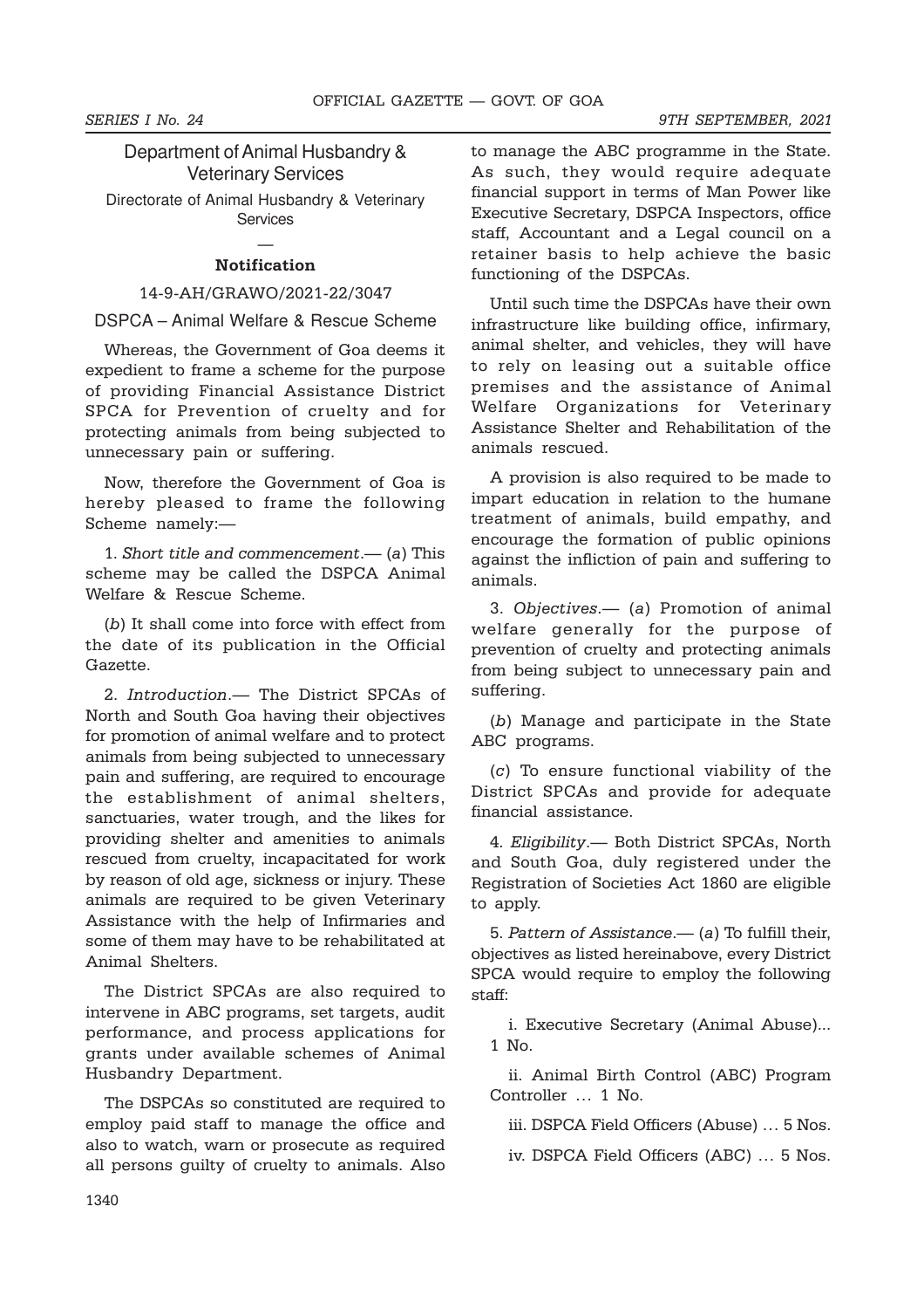## Department of Animal Husbandry & Veterinary Services

Directorate of Animal Husbandry & Veterinary Services

—

**Notification**

14-9-AH/GRAWO/2021-22/3047

DSPCA – Animal Welfare & Rescue Scheme

Whereas, the Government of Goa deems it expedient to frame a scheme for the purpose of providing Financial Assistance District SPCA for Prevention of cruelty and for protecting animals from being subjected to unnecessary pain or suffering.

Now, therefore the Government of Goa is hereby pleased to frame the following Scheme namely:—

1. *Short title and commencement*.— (*a*) This scheme may be called the DSPCA Animal Welfare & Rescue Scheme.

(*b*) It shall come into force with effect from the date of its publication in the Official Gazette.

2. *Introduction*.— The District SPCAs of North and South Goa having their objectives for promotion of animal welfare and to protect animals from being subjected to unnecessary pain and suffering, are required to encourage the establishment of animal shelters, sanctuaries, water trough, and the likes for providing shelter and amenities to animals rescued from cruelty, incapacitated for work by reason of old age, sickness or injury. These animals are required to be given Veterinary Assistance with the help of Infirmaries and some of them may have to be rehabilitated at Animal Shelters.

The District SPCAs are also required to intervene in ABC programs, set targets, audit performance, and process applications for grants under available schemes of Animal Husbandry Department.

The DSPCAs so constituted are required to employ paid staff to manage the office and also to watch, warn or prosecute as required all persons guilty of cruelty to animals. Also to manage the ABC programme in the State. As such, they would require adequate financial support in terms of Man Power like Executive Secretary, DSPCA Inspectors, office staff, Accountant and a Legal council on a retainer basis to help achieve the basic functioning of the DSPCAs.

Until such time the DSPCAs have their own infrastructure like building office, infirmary, animal shelter, and vehicles, they will have to rely on leasing out a suitable office premises and the assistance of Animal Welfare Organizations for Veterinary Assistance Shelter and Rehabilitation of the animals rescued.

A provision is also required to be made to impart education in relation to the humane treatment of animals, build empathy, and encourage the formation of public opinions against the infliction of pain and suffering to animals.

3. *Objectives*.— (*a*) Promotion of animal welfare generally for the purpose of prevention of cruelty and protecting animals from being subject to unnecessary pain and suffering.

(*b*) Manage and participate in the State ABC programs.

(*c*) To ensure functional viability of the District SPCAs and provide for adequate financial assistance.

4. *Eligibility*.— Both District SPCAs, North and South Goa, duly registered under the Registration of Societies Act 1860 are eligible to apply.

5. *Pattern of Assistance*.— (*a*) To fulfill their, objectives as listed hereinabove, every District SPCA would require to employ the following staff:

i. Executive Secretary (Animal Abuse)... 1 No.

ii. Animal Birth Control (ABC) Program Controller … 1 No.

iii. DSPCA Field Officers (Abuse) … 5 Nos.

iv. DSPCA Field Officers (ABC) … 5 Nos.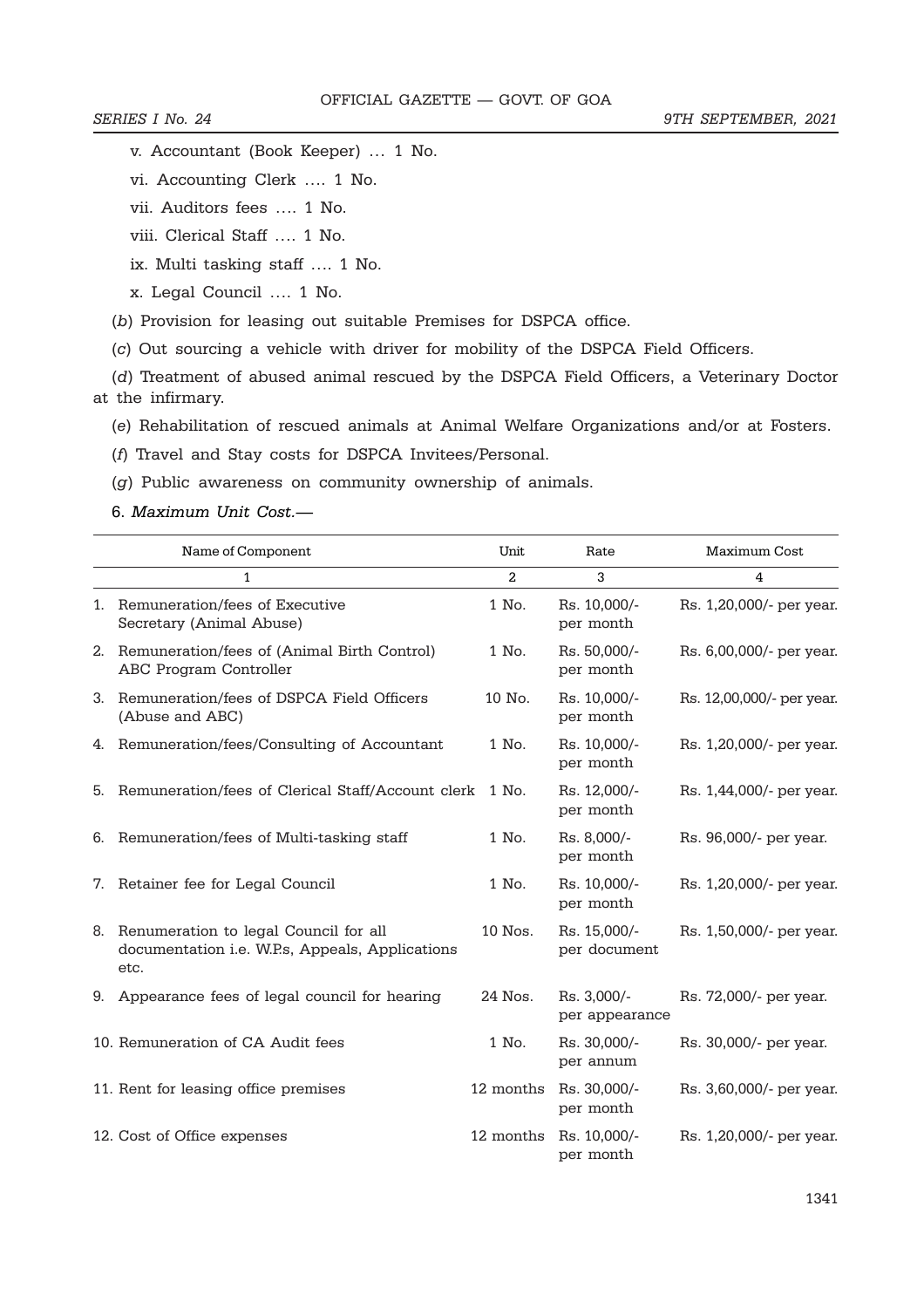v. Accountant (Book Keeper) … 1 No.

vi. Accounting Clerk …. 1 No.

vii. Auditors fees …. 1 No.

viii. Clerical Staff …. 1 No.

ix. Multi tasking staff …. 1 No.

x. Legal Council …. 1 No.

(*b*) Provision for leasing out suitable Premises for DSPCA office.

(*c*) Out sourcing a vehicle with driver for mobility of the DSPCA Field Officers.

(*d*) Treatment of abused animal rescued by the DSPCA Field Officers, a Veterinary Doctor at the infirmary.

(*e*) Rehabilitation of rescued animals at Animal Welfare Organizations and/or at Fosters.

(*f*) Travel and Stay costs for DSPCA Invitees/Personal.

(*g*) Public awareness on community ownership of animals.

6. *Maximum Unit Cost.*—

| Name of Component | Unit | Rate | Maximum Cost |
|---|---|---|---|
| 1 | 2 | 3 | 4 |
| 1. Remuneration/fees of Executive Secretary (Animal Abuse) | 1 No. | Rs. 10,000/- per month | Rs. 1,20,000/- per year. |
| 2. Remuneration/fees of (Animal Birth Control) ABC Program Controller | 1 No. | Rs. 50,000/- per month | Rs. 6,00,000/- per year. |
| 3. Remuneration/fees of DSPCA Field Officers (Abuse and ABC) | 10 No. | Rs. 10,000/- per month | Rs. 12,00,000/- per year. |
| 4. Remuneration/fees/Consulting of Accountant | 1 No. | Rs. 10,000/- per month | Rs. 1,20,000/- per year. |
| 5. Remuneration/fees of Clerical Staff/Account clerk | 1 No. | Rs. 12,000/- per month | Rs. 1,44,000/- per year. |
| 6. Remuneration/fees of Multi-tasking staff | 1 No. | Rs. 8,000/- per month | Rs. 96,000/- per year. |
| 7. Retainer fee for Legal Council | 1 No. | Rs. 10,000/- per month | Rs. 1,20,000/- per year. |
| 8. Renumeration to legal Council for all documentation i.e. W.P.s, Appeals, Applications etc. | 10 Nos. | Rs. 15,000/- per document | Rs. 1,50,000/- per year. |
| 9. Appearance fees of legal council for hearing | 24 Nos. | Rs. 3,000/- per appearance | Rs. 72,000/- per year. |
| 10. Remuneration of CA Audit fees | 1 No. | Rs. 30,000/- per annum | Rs. 30,000/- per year. |
| 11. Rent for leasing office premises | 12 months | Rs. 30,000/- per month | Rs. 3,60,000/- per year. |
| 12. Cost of Office expenses | 12 months | Rs. 10,000/- per month | Rs. 1,20,000/- per year. |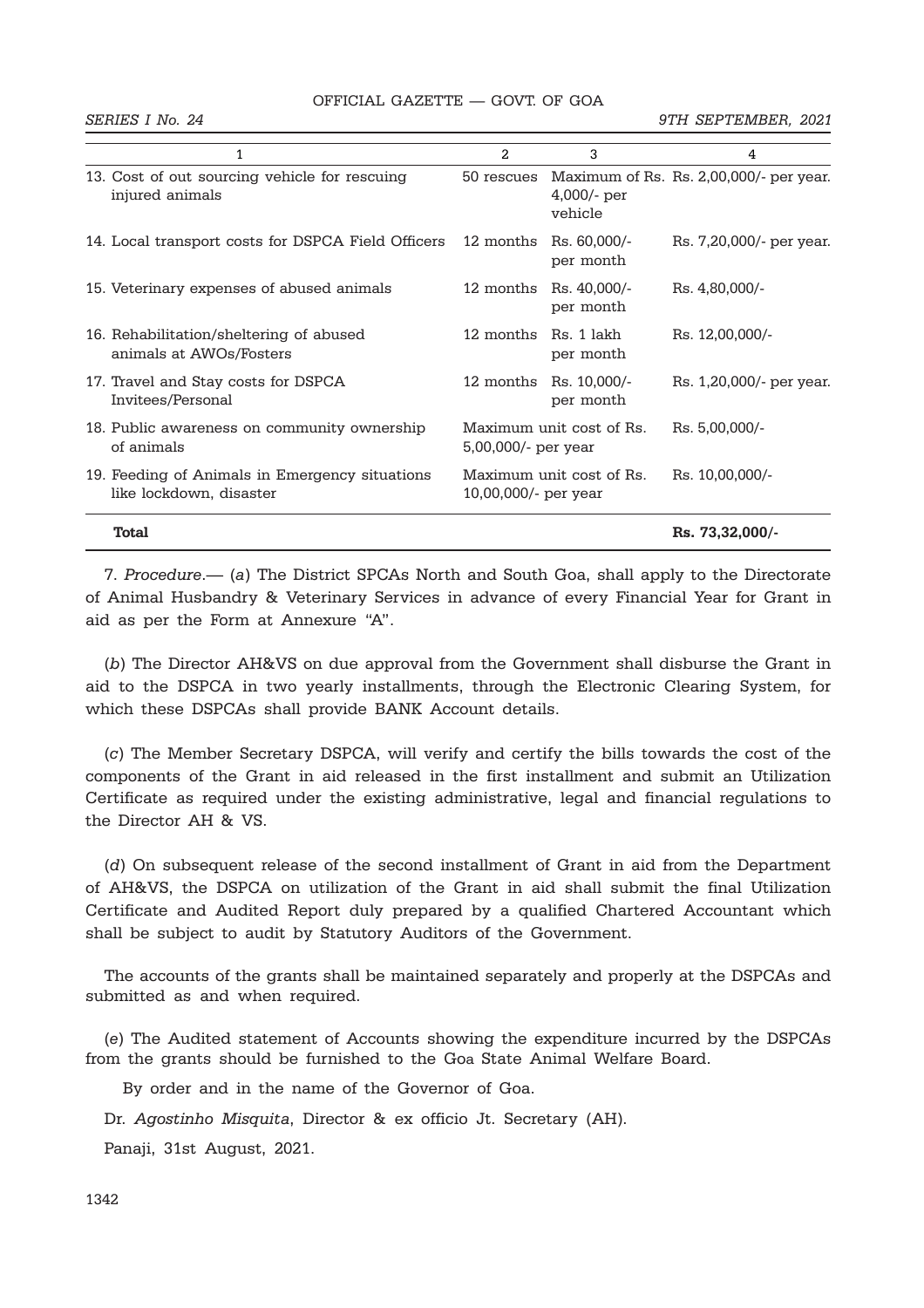| 1 | 2 | 3 | 4 |
|---|---|---|---|
| 13. Cost of out sourcing vehicle for rescuing injured animals | 50 rescues | Maximum of Rs. 4,000/- per vehicle | Rs. 2,00,000/- per year. |
| 14. Local transport costs for DSPCA Field Officers | 12 months | Rs. 60,000/- per month | Rs. 7,20,000/- per year. |
| 15. Veterinary expenses of abused animals | 12 months | Rs. 40,000/- per month | Rs. 4,80,000/- |
| 16. Rehabilitation/sheltering of abused animals at AWOs/Fosters | 12 months | Rs. 1 lakh per month | Rs. 12,00,000/- |
| 17. Travel and Stay costs for DSPCA Invitees/Personal | 12 months | Rs. 10,000/- per month | Rs. 1,20,000/- per year. |
| 18. Public awareness on community ownership of animals | Maximum unit cost of Rs. 5,00,000/- per year | | Rs. 5,00,000/- |
| 19. Feeding of Animals in Emergency situations like lockdown, disaster | Maximum unit cost of Rs. 10,00,000/- per year | | Rs. 10,00,000/- |
| **Total** | | | **Rs. 73,32,000/-** |

7. *Procedure*.— (*a*) The District SPCAs North and South Goa, shall apply to the Directorate of Animal Husbandry & Veterinary Services in advance of every Financial Year for Grant in aid as per the Form at Annexure "A".

(*b*) The Director AH&VS on due approval from the Government shall disburse the Grant in aid to the DSPCA in two yearly installments, through the Electronic Clearing System, for which these DSPCAs shall provide BANK Account details.

(*c*) The Member Secretary DSPCA, will verify and certify the bills towards the cost of the components of the Grant in aid released in the first installment and submit an Utilization Certificate as required under the existing administrative, legal and financial regulations to the Director AH & VS.

(*d*) On subsequent release of the second installment of Grant in aid from the Department of AH&VS, the DSPCA on utilization of the Grant in aid shall submit the final Utilization Certificate and Audited Report duly prepared by a qualified Chartered Accountant which shall be subject to audit by Statutory Auditors of the Government.

The accounts of the grants shall be maintained separately and properly at the DSPCAs and submitted as and when required.

(*e*) The Audited statement of Accounts showing the expenditure incurred by the DSPCAs from the grants should be furnished to the Goa State Animal Welfare Board.

By order and in the name of the Governor of Goa.

Dr. *Agostinho Misquita*, Director & ex officio Jt. Secretary (AH).

Panaji, 31st August, 2021.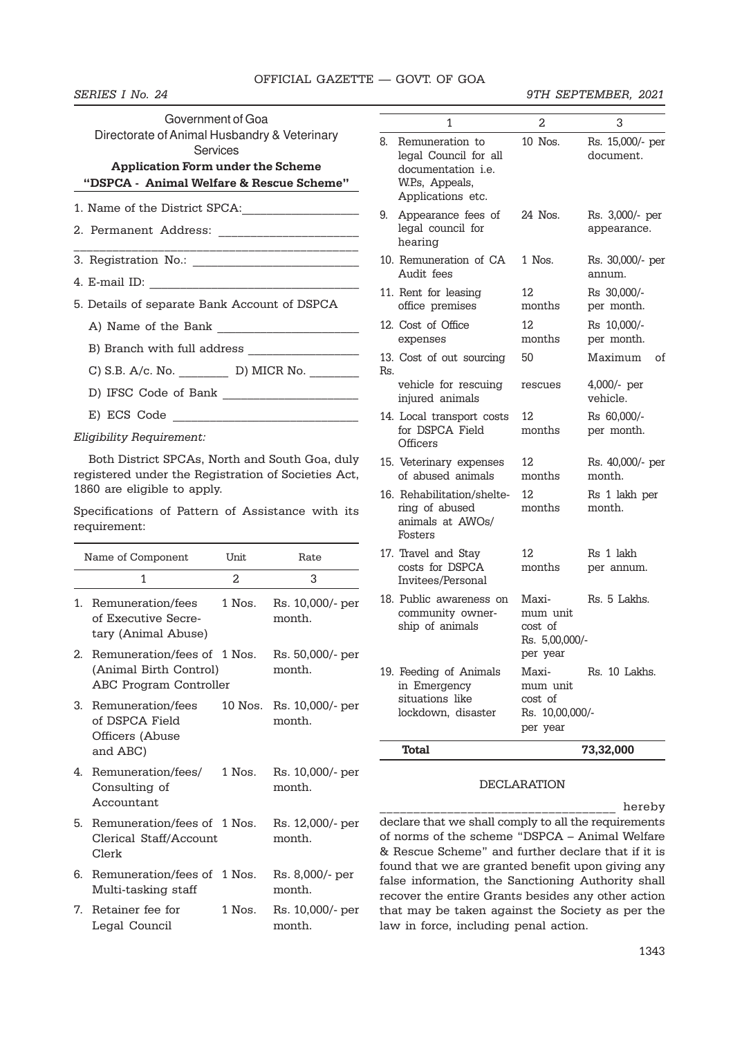Government of Goa

Directorate of Animal Husbandry & Veterinary Services

**Application Form under the Scheme "DSPCA - Animal Welfare & Rescue Scheme"**

1. Name of the District SPCA:___________________
2. Permanent Address: _____________________
_____________________________________________
3. Registration No.: _________________________
4. E-mail ID: ______________________________
5. Details of separate Bank Account of DSPCA
   - A) Name of the Bank _____________________
   - B) Branch with full address _________________
   - C) S.B. A/c. No. ________ D) MICR No. ________
   - D) IFSC Code of Bank _____________________
   - E) ECS Code ____________________________

*Eligibility Requirement:*

Both District SPCAs, North and South Goa, duly registered under the Registration of Societies Act, 1860 are eligible to apply.

Specifications of Pattern of Assistance with its requirement:

| Name of Component | Unit | Rate |
|---|---|---|
| 1 | 2 | 3 |
| 1. Remuneration/fees of Executive Secretary (Animal Abuse) | 1 Nos. | Rs. 10,000/- per month. |
| 2. Remuneration/fees of (Animal Birth Control) ABC Program Controller | 1 Nos. | Rs. 50,000/- per month. |
| 3. Remuneration/fees of DSPCA Field Officers (Abuse and ABC) | 10 Nos. | Rs. 10,000/- per month. |
| 4. Remuneration/fees/ Consulting of Accountant | 1 Nos. | Rs. 10,000/- per month. |
| 5. Remuneration/fees of Clerical Staff/Account Clerk | 1 Nos. | Rs. 12,000/- per month. |
| 6. Remuneration/fees of Multi-tasking staff | 1 Nos. | Rs. 8,000/- per month. |
| 7. Retainer fee for Legal Council | 1 Nos. | Rs. 10,000/- per month. |
| 8. Remuneration to legal Council for all documentation i.e. W.Ps, Appeals, Applications etc. | 10 Nos. | Rs. 15,000/- per document. |
| 9. Appearance fees of legal council for hearing | 24 Nos. | Rs. 3,000/- per appearance. |
| 10. Remuneration of CA Audit fees | 1 Nos. | Rs. 30,000/- per annum. |
| 11. Rent for leasing office premises | 12 months | Rs 30,000/- per month. |
| 12. Cost of Office expenses | 12 months | Rs 10,000/- per month. |
| 13. Cost of out sourcing vehicle for rescuing injured animals | 50 rescues | Maximum of Rs. 4,000/- per vehicle. |
| 14. Local transport costs for DSPCA Field Officers | 12 months | Rs 60,000/- per month. |
| 15. Veterinary expenses of abused animals | 12 months | Rs. 40,000/- per month. |
| 16. Rehabilitation/sheltering of abused animals at AWOs/ Fosters | 12 months | Rs 1 lakh per month. |
| 17. Travel and Stay costs for DSPCA Invitees/Personal | 12 months | Rs 1 lakh per annum. |
| 18. Public awareness on community ownership of animals | Maximum unit cost of Rs. 5,00,000/- per year | Rs. 5 Lakhs. |
| 19. Feeding of Animals in Emergency situations like lockdown, disaster | Maximum unit cost of Rs. 10,00,000/- per year | Rs. 10 Lakhs. |
| **Total** | | **73,32,000** |

DECLARATION

___________________________________ hereby declare that we shall comply to all the requirements of norms of the scheme "DSPCA – Animal Welfare & Rescue Scheme" and further declare that if it is found that we are granted benefit upon giving any false information, the Sanctioning Authority shall recover the entire Grants besides any other action that may be taken against the Society as per the law in force, including penal action.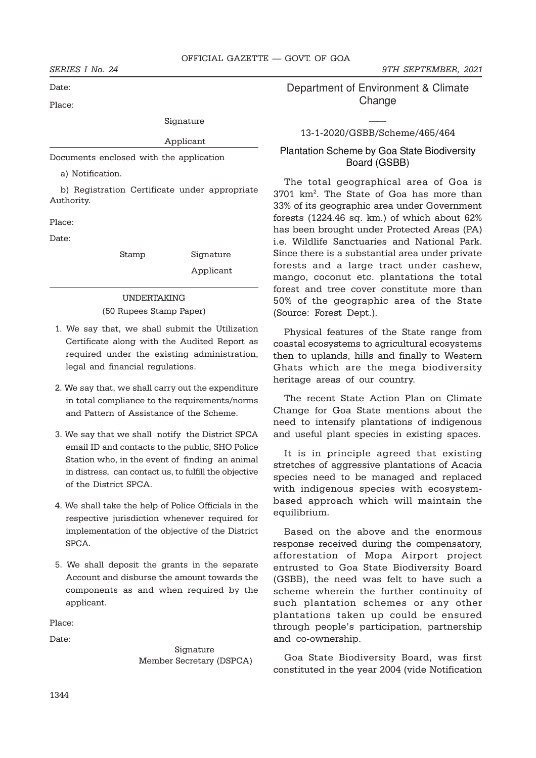Date:

Place:

Signature

Applicant

Documents enclosed with the application

a) Notification.

b) Registration Certificate under appropriate Authority.

Place:

Date:

Stamp Signature

Applicant

UNDERTAKING

(50 Rupees Stamp Paper)

1. We say that, we shall submit the Utilization Certificate along with the Audited Report as required under the existing administration, legal and financial regulations.

2. We say that, we shall carry out the expenditure in total compliance to the requirements/norms and Pattern of Assistance of the Scheme.

3. We say that we shall notify the District SPCA email ID and contacts to the public, SHO Police Station who, in the event of finding an animal in distress, can contact us, to fulfill the objective of the District SPCA.

4. We shall take the help of Police Officials in the respective jurisdiction whenever required for implementation of the objective of the District SPCA.

5. We shall deposit the grants in the separate Account and disburse the amount towards the components as and when required by the applicant.

Place:

Date:

Signature
Member Secretary (DSPCA)

## Department of Environment & Climate Change

—

13-1-2020/GSBB/Scheme/465/464

### Plantation Scheme by Goa State Biodiversity Board (GSBB)

The total geographical area of Goa is 3701 km$^2$. The State of Goa has more than 33% of its geographic area under Government forests (1224.46 sq. km.) of which about 62% has been brought under Protected Areas (PA) i.e. Wildlife Sanctuaries and National Park. Since there is a substantial area under private forests and a large tract under cashew, mango, coconut etc. plantations the total forest and tree cover constitute more than 50% of the geographic area of the State (Source: Forest Dept.).

Physical features of the State range from coastal ecosystems to agricultural ecosystems then to uplands, hills and finally to Western Ghats which are the mega biodiversity heritage areas of our country.

The recent State Action Plan on Climate Change for Goa State mentions about the need to intensify plantations of indigenous and useful plant species in existing spaces.

It is in principle agreed that existing stretches of aggressive plantations of Acacia species need to be managed and replaced with indigenous species with ecosystem-based approach which will maintain the equilibrium.

Based on the above and the enormous response received during the compensatory, afforestation of Mopa Airport project entrusted to Goa State Biodiversity Board (GSBB), the need was felt to have such a scheme wherein the further continuity of such plantation schemes or any other plantations taken up could be ensured through people's participation, partnership and co-ownership.

Goa State Biodiversity Board, was first constituted in the year 2004 (vide Notification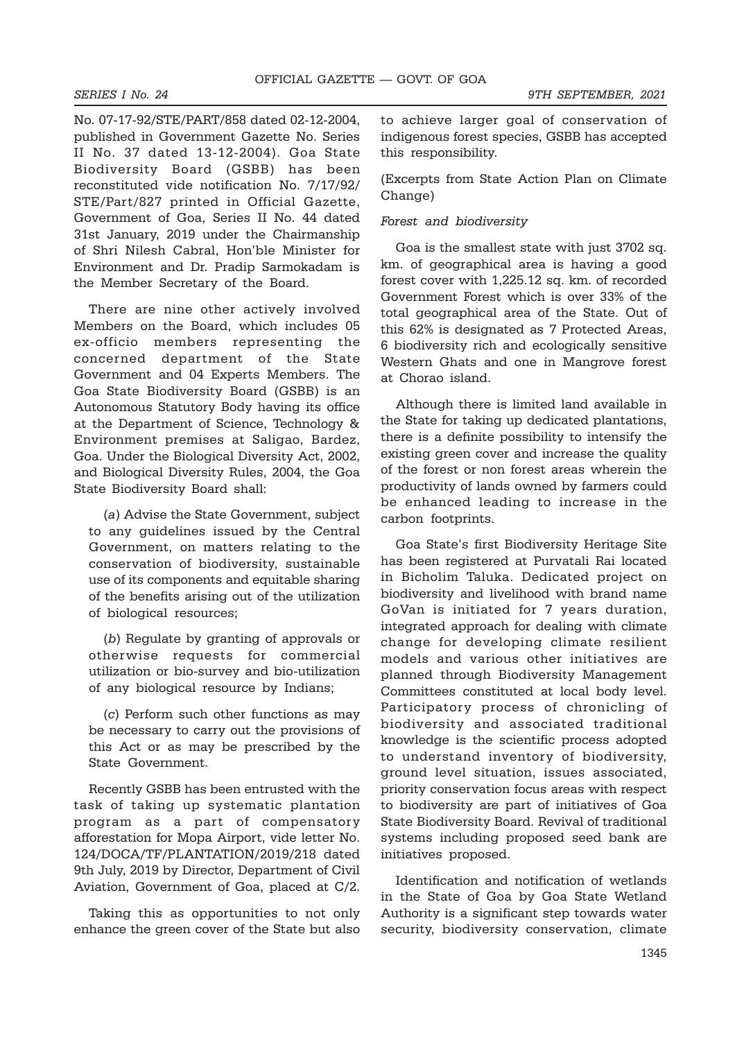No. 07-17-92/STE/PART/858 dated 02-12-2004, published in Government Gazette No. Series II No. 37 dated 13-12-2004). Goa State Biodiversity Board (GSBB) has been reconstituted vide notification No. 7/17/92/ STE/Part/827 printed in Official Gazette, Government of Goa, Series II No. 44 dated 31st January, 2019 under the Chairmanship of Shri Nilesh Cabral, Hon'ble Minister for Environment and Dr. Pradip Sarmokadam is the Member Secretary of the Board.

There are nine other actively involved Members on the Board, which includes 05 ex-officio members representing the concerned department of the State Government and 04 Experts Members. The Goa State Biodiversity Board (GSBB) is an Autonomous Statutory Body having its office at the Department of Science, Technology & Environment premises at Saligao, Bardez, Goa. Under the Biological Diversity Act, 2002, and Biological Diversity Rules, 2004, the Goa State Biodiversity Board shall:

(*a*) Advise the State Government, subject to any guidelines issued by the Central Government, on matters relating to the conservation of biodiversity, sustainable use of its components and equitable sharing of the benefits arising out of the utilization of biological resources;

(*b*) Regulate by granting of approvals or otherwise requests for commercial utilization or bio-survey and bio-utilization of any biological resource by Indians;

(*c*) Perform such other functions as may be necessary to carry out the provisions of this Act or as may be prescribed by the State Government.

Recently GSBB has been entrusted with the task of taking up systematic plantation program as a part of compensatory afforestation for Mopa Airport, vide letter No. 124/DOCA/TF/PLANTATION/2019/218 dated 9th July, 2019 by Director, Department of Civil Aviation, Government of Goa, placed at C/2.

Taking this as opportunities to not only enhance the green cover of the State but also to achieve larger goal of conservation of indigenous forest species, GSBB has accepted this responsibility.

(Excerpts from State Action Plan on Climate Change)

*Forest and biodiversity*

Goa is the smallest state with just 3702 sq. km. of geographical area is having a good forest cover with 1,225.12 sq. km. of recorded Government Forest which is over 33% of the total geographical area of the State. Out of this 62% is designated as 7 Protected Areas, 6 biodiversity rich and ecologically sensitive Western Ghats and one in Mangrove forest at Chorao island.

Although there is limited land available in the State for taking up dedicated plantations, there is a definite possibility to intensify the existing green cover and increase the quality of the forest or non forest areas wherein the productivity of lands owned by farmers could be enhanced leading to increase in the carbon footprints.

Goa State's first Biodiversity Heritage Site has been registered at Purvatali Rai located in Bicholim Taluka. Dedicated project on biodiversity and livelihood with brand name GoVan is initiated for 7 years duration, integrated approach for dealing with climate change for developing climate resilient models and various other initiatives are planned through Biodiversity Management Committees constituted at local body level. Participatory process of chronicling of biodiversity and associated traditional knowledge is the scientific process adopted to understand inventory of biodiversity, ground level situation, issues associated, priority conservation focus areas with respect to biodiversity are part of initiatives of Goa State Biodiversity Board. Revival of traditional systems including proposed seed bank are initiatives proposed.

Identification and notification of wetlands in the State of Goa by Goa State Wetland Authority is a significant step towards water security, biodiversity conservation, climate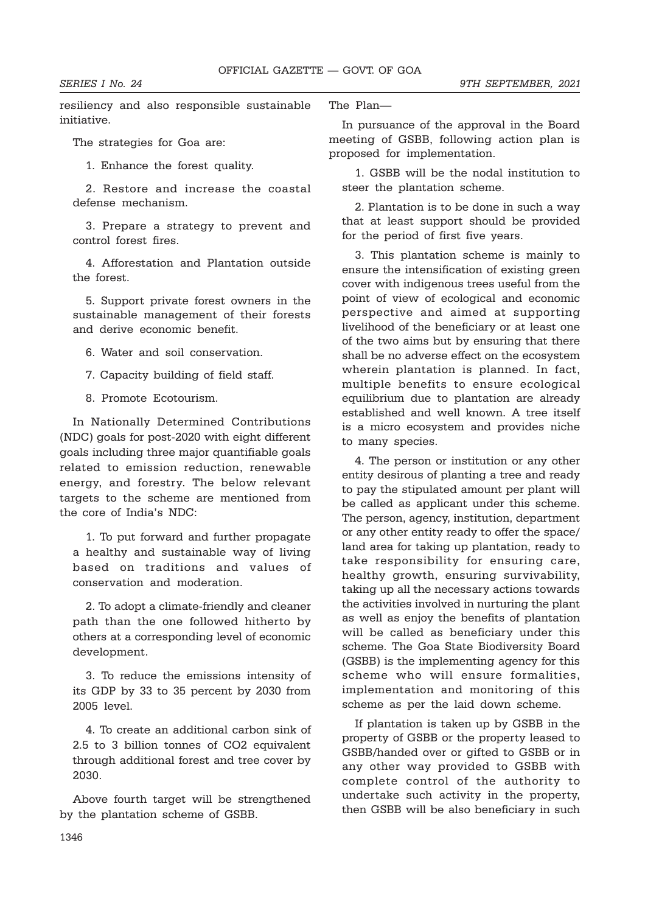resiliency and also responsible sustainable initiative.

The strategies for Goa are:

1. Enhance the forest quality.

2. Restore and increase the coastal defense mechanism.

3. Prepare a strategy to prevent and control forest fires.

4. Afforestation and Plantation outside the forest.

5. Support private forest owners in the sustainable management of their forests and derive economic benefit.

6. Water and soil conservation.

7. Capacity building of field staff.

8. Promote Ecotourism.

In Nationally Determined Contributions (NDC) goals for post-2020 with eight different goals including three major quantifiable goals related to emission reduction, renewable energy, and forestry. The below relevant targets to the scheme are mentioned from the core of India's NDC:

1. To put forward and further propagate a healthy and sustainable way of living based on traditions and values of conservation and moderation.

2. To adopt a climate-friendly and cleaner path than the one followed hitherto by others at a corresponding level of economic development.

3. To reduce the emissions intensity of its GDP by 33 to 35 percent by 2030 from 2005 level.

4. To create an additional carbon sink of 2.5 to 3 billion tonnes of $CO_2$ equivalent through additional forest and tree cover by 2030.

Above fourth target will be strengthened by the plantation scheme of GSBB.

The Plan—

In pursuance of the approval in the Board meeting of GSBB, following action plan is proposed for implementation.

1. GSBB will be the nodal institution to steer the plantation scheme.

2. Plantation is to be done in such a way that at least support should be provided for the period of first five years.

3. This plantation scheme is mainly to ensure the intensification of existing green cover with indigenous trees useful from the point of view of ecological and economic perspective and aimed at supporting livelihood of the beneficiary or at least one of the two aims but by ensuring that there shall be no adverse effect on the ecosystem wherein plantation is planned. In fact, multiple benefits to ensure ecological equilibrium due to plantation are already established and well known. A tree itself is a micro ecosystem and provides niche to many species.

4. The person or institution or any other entity desirous of planting a tree and ready to pay the stipulated amount per plant will be called as applicant under this scheme. The person, agency, institution, department or any other entity ready to offer the space/land area for taking up plantation, ready to take responsibility for ensuring care, healthy growth, ensuring survivability, taking up all the necessary actions towards the activities involved in nurturing the plant as well as enjoy the benefits of plantation will be called as beneficiary under this scheme. The Goa State Biodiversity Board (GSBB) is the implementing agency for this scheme who will ensure formalities, implementation and monitoring of this scheme as per the laid down scheme.

If plantation is taken up by GSBB in the property of GSBB or the property leased to GSBB/handed over or gifted to GSBB or in any other way provided to GSBB with complete control of the authority to undertake such activity in the property, then GSBB will be also beneficiary in such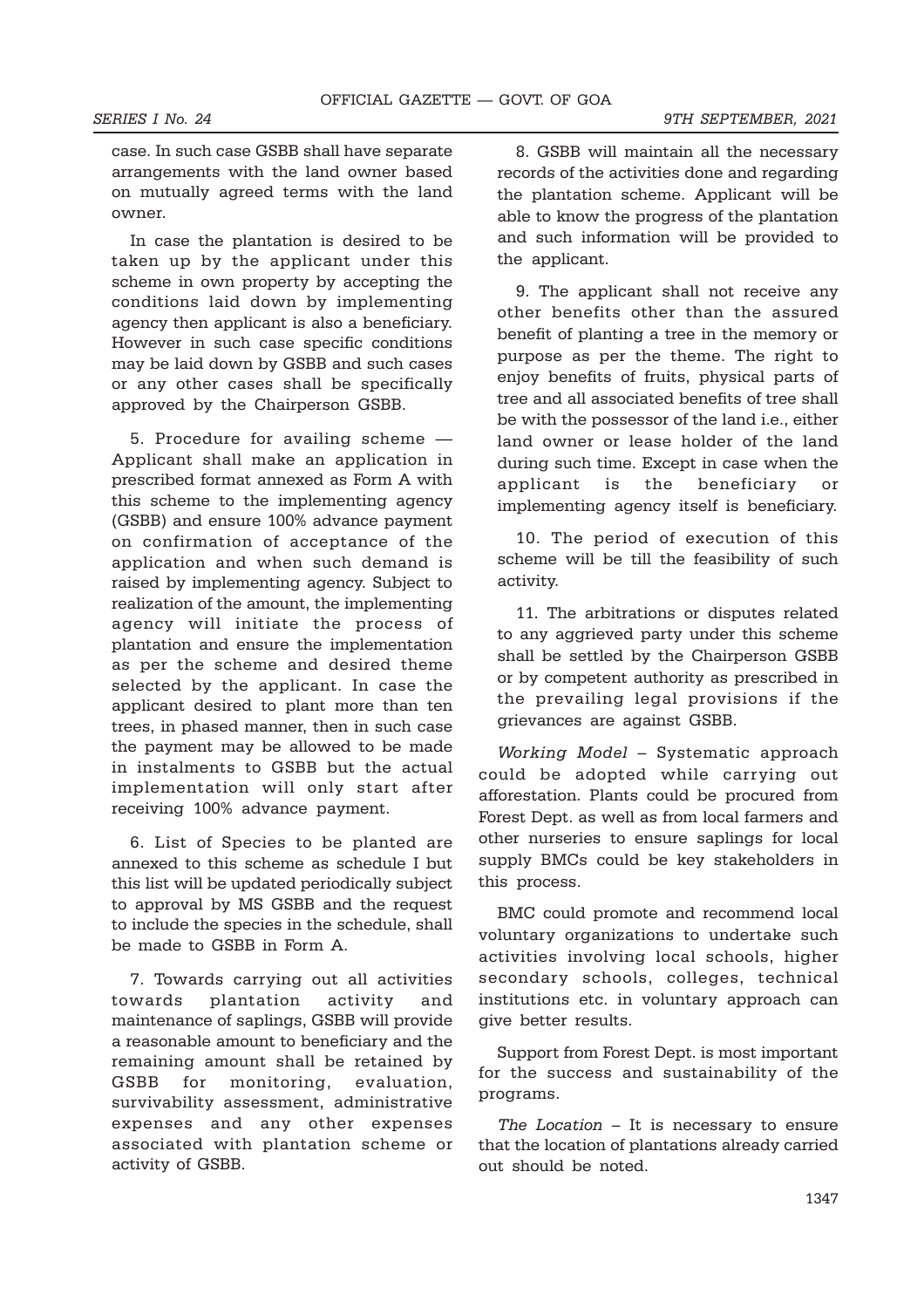case. In such case GSBB shall have separate arrangements with the land owner based on mutually agreed terms with the land owner.

In case the plantation is desired to be taken up by the applicant under this scheme in own property by accepting the conditions laid down by implementing agency then applicant is also a beneficiary. However in such case specific conditions may be laid down by GSBB and such cases or any other cases shall be specifically approved by the Chairperson GSBB.

5. Procedure for availing scheme — Applicant shall make an application in prescribed format annexed as Form A with this scheme to the implementing agency (GSBB) and ensure 100% advance payment on confirmation of acceptance of the application and when such demand is raised by implementing agency. Subject to realization of the amount, the implementing agency will initiate the process of plantation and ensure the implementation as per the scheme and desired theme selected by the applicant. In case the applicant desired to plant more than ten trees, in phased manner, then in such case the payment may be allowed to be made in instalments to GSBB but the actual implementation will only start after receiving 100% advance payment.

6. List of Species to be planted are annexed to this scheme as schedule I but this list will be updated periodically subject to approval by MS GSBB and the request to include the species in the schedule, shall be made to GSBB in Form A.

7. Towards carrying out all activities towards plantation activity and maintenance of saplings, GSBB will provide a reasonable amount to beneficiary and the remaining amount shall be retained by GSBB for monitoring, evaluation, survivability assessment, administrative expenses and any other expenses associated with plantation scheme or activity of GSBB.

8. GSBB will maintain all the necessary records of the activities done and regarding the plantation scheme. Applicant will be able to know the progress of the plantation and such information will be provided to the applicant.

9. The applicant shall not receive any other benefits other than the assured benefit of planting a tree in the memory or purpose as per the theme. The right to enjoy benefits of fruits, physical parts of tree and all associated benefits of tree shall be with the possessor of the land i.e., either land owner or lease holder of the land during such time. Except in case when the applicant is the beneficiary or implementing agency itself is beneficiary.

10. The period of execution of this scheme will be till the feasibility of such activity.

11. The arbitrations or disputes related to any aggrieved party under this scheme shall be settled by the Chairperson GSBB or by competent authority as prescribed in the prevailing legal provisions if the grievances are against GSBB.

*Working Model* – Systematic approach could be adopted while carrying out afforestation. Plants could be procured from Forest Dept. as well as from local farmers and other nurseries to ensure saplings for local supply BMCs could be key stakeholders in this process.

BMC could promote and recommend local voluntary organizations to undertake such activities involving local schools, higher secondary schools, colleges, technical institutions etc. in voluntary approach can give better results.

Support from Forest Dept. is most important for the success and sustainability of the programs.

*The Location* – It is necessary to ensure that the location of plantations already carried out should be noted.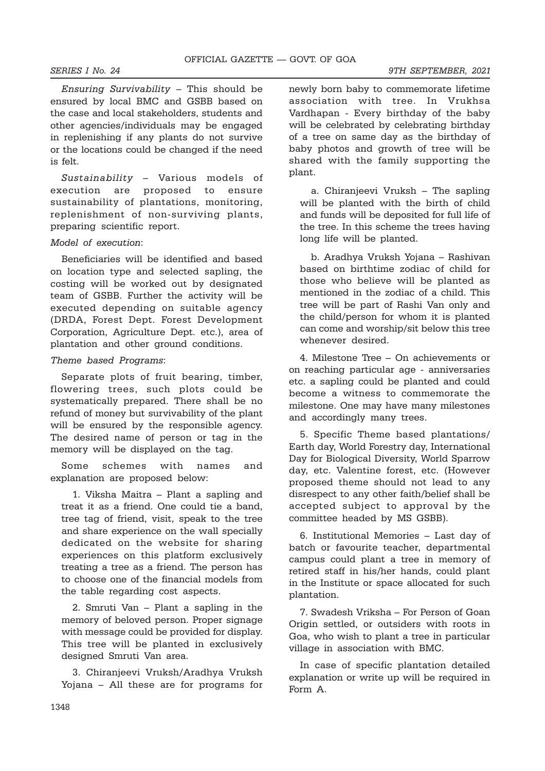*Ensuring Survivability* – This should be ensured by local BMC and GSBB based on the case and local stakeholders, students and other agencies/individuals may be engaged in replenishing if any plants do not survive or the locations could be changed if the need is felt.

*Sustainability* – Various models of execution are proposed to ensure sustainability of plantations, monitoring, replenishment of non-surviving plants, preparing scientific report.

*Model of execution*:

Beneficiaries will be identified and based on location type and selected sapling, the costing will be worked out by designated team of GSBB. Further the activity will be executed depending on suitable agency (DRDA, Forest Dept. Forest Development Corporation, Agriculture Dept. etc.), area of plantation and other ground conditions.

*Theme based Programs*:

Separate plots of fruit bearing, timber, flowering trees, such plots could be systematically prepared. There shall be no refund of money but survivability of the plant will be ensured by the responsible agency. The desired name of person or tag in the memory will be displayed on the tag.

Some schemes with names and explanation are proposed below:

1. Viksha Maitra – Plant a sapling and treat it as a friend. One could tie a band, tree tag of friend, visit, speak to the tree and share experience on the wall specially dedicated on the website for sharing experiences on this platform exclusively treating a tree as a friend. The person has to choose one of the financial models from the table regarding cost aspects.

2. Smruti Van – Plant a sapling in the memory of beloved person. Proper signage with message could be provided for display. This tree will be planted in exclusively designed Smruti Van area.

3. Chiranjeevi Vruksh/Aradhya Vruksh Yojana – All these are for programs for newly born baby to commemorate lifetime association with tree. In Vrukhsa Vardhapan - Every birthday of the baby will be celebrated by celebrating birthday of a tree on same day as the birthday of baby photos and growth of tree will be shared with the family supporting the plant.

   a. Chiranjeevi Vruksh – The sapling will be planted with the birth of child and funds will be deposited for full life of the tree. In this scheme the trees having long life will be planted.

   b. Aradhya Vruksh Yojana – Rashivan based on birthtime zodiac of child for those who believe will be planted as mentioned in the zodiac of a child. This tree will be part of Rashi Van only and the child/person for whom it is planted can come and worship/sit below this tree whenever desired.

4. Milestone Tree – On achievements or on reaching particular age - anniversaries etc. a sapling could be planted and could become a witness to commemorate the milestone. One may have many milestones and accordingly many trees.

5. Specific Theme based plantations/ Earth day, World Forestry day, International Day for Biological Diversity, World Sparrow day, etc. Valentine forest, etc. (However proposed theme should not lead to any disrespect to any other faith/belief shall be accepted subject to approval by the committee headed by MS GSBB).

6. Institutional Memories – Last day of batch or favourite teacher, departmental campus could plant a tree in memory of retired staff in his/her hands, could plant in the Institute or space allocated for such plantation.

7. Swadesh Vriksha – For Person of Goan Origin settled, or outsiders with roots in Goa, who wish to plant a tree in particular village in association with BMC.

In case of specific plantation detailed explanation or write up will be required in Form A.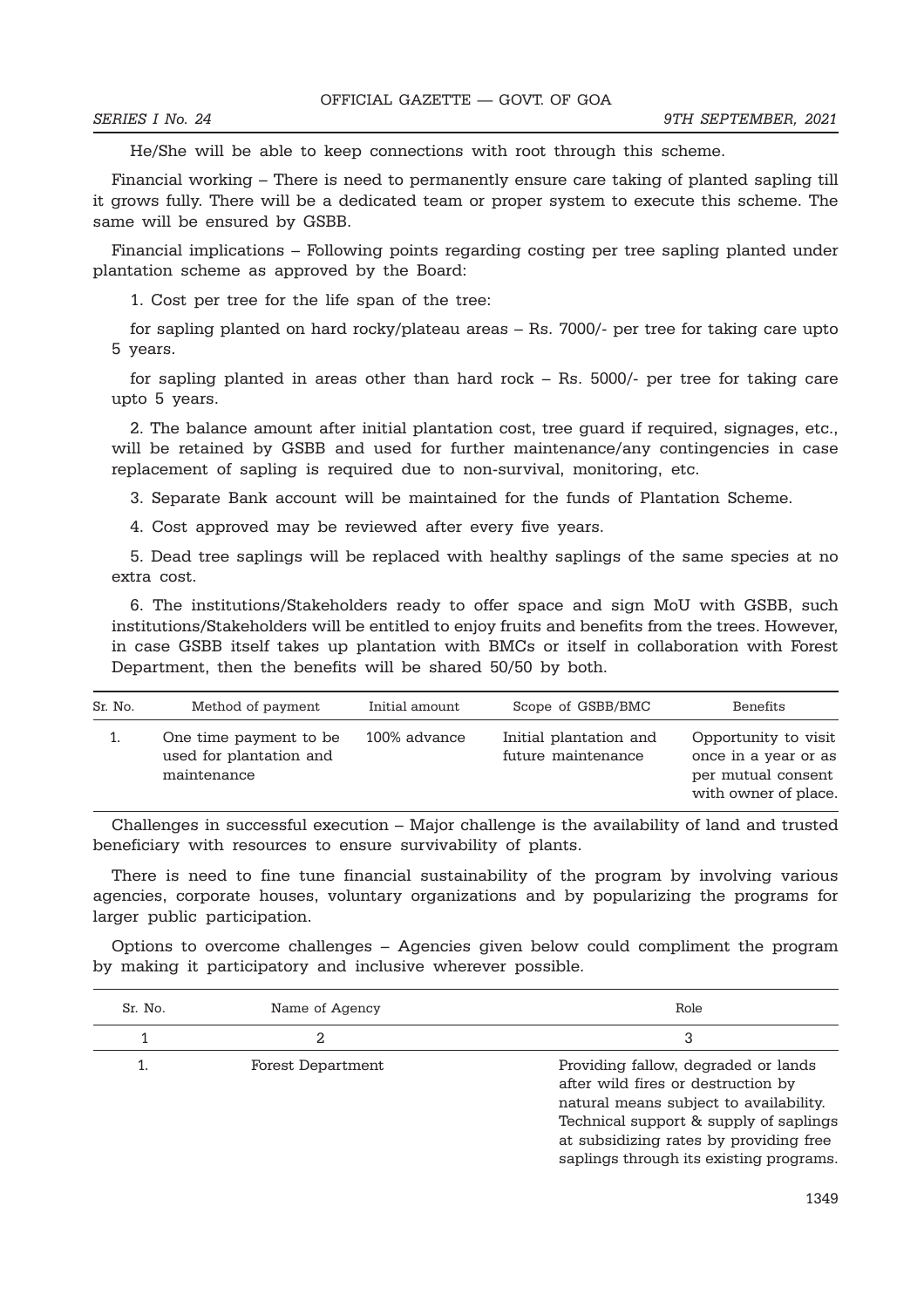He/She will be able to keep connections with root through this scheme.

Financial working – There is need to permanently ensure care taking of planted sapling till it grows fully. There will be a dedicated team or proper system to execute this scheme. The same will be ensured by GSBB.

Financial implications – Following points regarding costing per tree sapling planted under plantation scheme as approved by the Board:

1. Cost per tree for the life span of the tree:

for sapling planted on hard rocky/plateau areas – Rs. 7000/- per tree for taking care upto 5 years.

for sapling planted in areas other than hard rock – Rs. 5000/- per tree for taking care upto 5 years.

2. The balance amount after initial plantation cost, tree guard if required, signages, etc., will be retained by GSBB and used for further maintenance/any contingencies in case replacement of sapling is required due to non-survival, monitoring, etc.

3. Separate Bank account will be maintained for the funds of Plantation Scheme.

4. Cost approved may be reviewed after every five years.

5. Dead tree saplings will be replaced with healthy saplings of the same species at no extra cost.

6. The institutions/Stakeholders ready to offer space and sign MoU with GSBB, such institutions/Stakeholders will be entitled to enjoy fruits and benefits from the trees. However, in case GSBB itself takes up plantation with BMCs or itself in collaboration with Forest Department, then the benefits will be shared 50/50 by both.

| Sr. No. | Method of payment | Initial amount | Scope of GSBB/BMC | Benefits |
|---|---|---|---|---|
| 1. | One time payment to be used for plantation and maintenance | 100% advance | Initial plantation and future maintenance | Opportunity to visit once in a year or as per mutual consent with owner of place. |

Challenges in successful execution – Major challenge is the availability of land and trusted beneficiary with resources to ensure survivability of plants.

There is need to fine tune financial sustainability of the program by involving various agencies, corporate houses, voluntary organizations and by popularizing the programs for larger public participation.

Options to overcome challenges – Agencies given below could compliment the program by making it participatory and inclusive wherever possible.

| Sr. No. | Name of Agency | Role |
|---|---|---|
| 1 | 2 | 3 |
| 1. | Forest Department | Providing fallow, degraded or lands after wild fires or destruction by natural means subject to availability. Technical support & supply of saplings at subsidizing rates by providing free saplings through its existing programs. |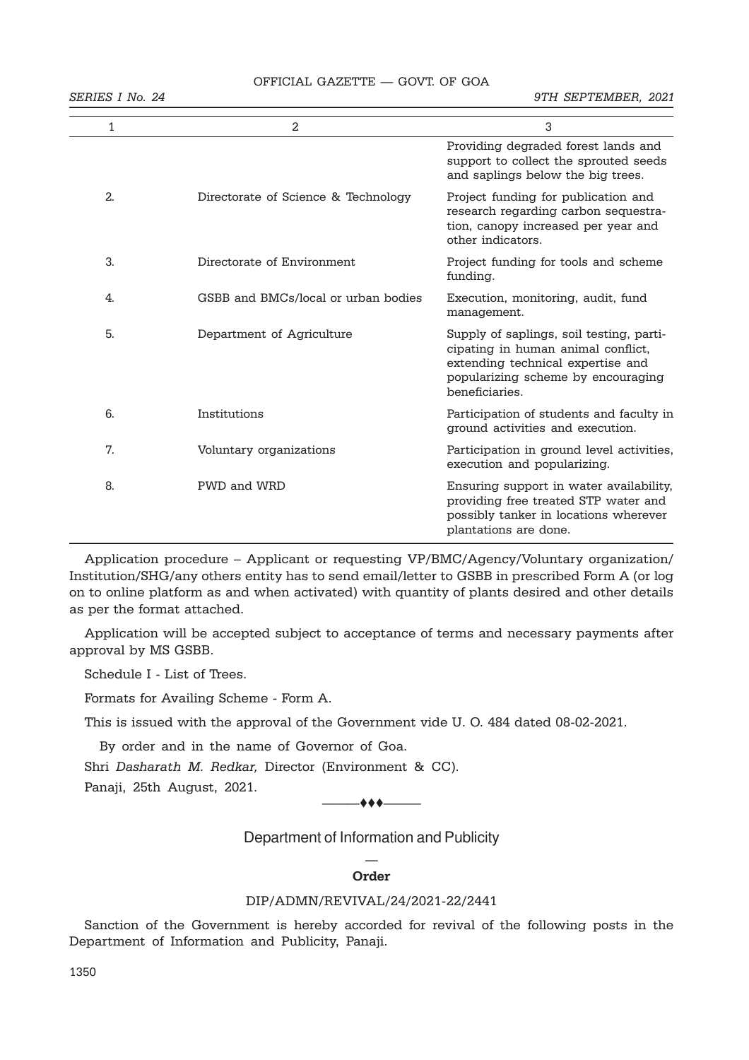| 1 | 2 | 3 |
|---|---|---|
| | | Providing degraded forest lands and support to collect the sprouted seeds and saplings below the big trees. |
| 2. | Directorate of Science & Technology | Project funding for publication and research regarding carbon sequestration, canopy increased per year and other indicators. |
| 3. | Directorate of Environment | Project funding for tools and scheme funding. |
| 4. | GSBB and BMCs/local or urban bodies | Execution, monitoring, audit, fund management. |
| 5. | Department of Agriculture | Supply of saplings, soil testing, participating in human animal conflict, extending technical expertise and popularizing scheme by encouraging beneficiaries. |
| 6. | Institutions | Participation of students and faculty in ground activities and execution. |
| 7. | Voluntary organizations | Participation in ground level activities, execution and popularizing. |
| 8. | PWD and WRD | Ensuring support in water availability, providing free treated STP water and possibly tanker in locations wherever plantations are done. |

Application procedure – Applicant or requesting VP/BMC/Agency/Voluntary organization/ Institution/SHG/any others entity has to send email/letter to GSBB in prescribed Form A (or log on to online platform as and when activated) with quantity of plants desired and other details as per the format attached.

Application will be accepted subject to acceptance of terms and necessary payments after approval by MS GSBB.

Schedule I - List of Trees.

Formats for Availing Scheme - Form A.

This is issued with the approval of the Government vide U. O. 484 dated 08-02-2021.

By order and in the name of Governor of Goa.

Shri *Dasharath M. Redkar,* Director (Environment & CC).

Panaji, 25th August, 2021.

———♦♦♦———

## Department of Information and Publicity

**Order**

DIP/ADMN/REVIVAL/24/2021-22/2441

Sanction of the Government is hereby accorded for revival of the following posts in the Department of Information and Publicity, Panaji.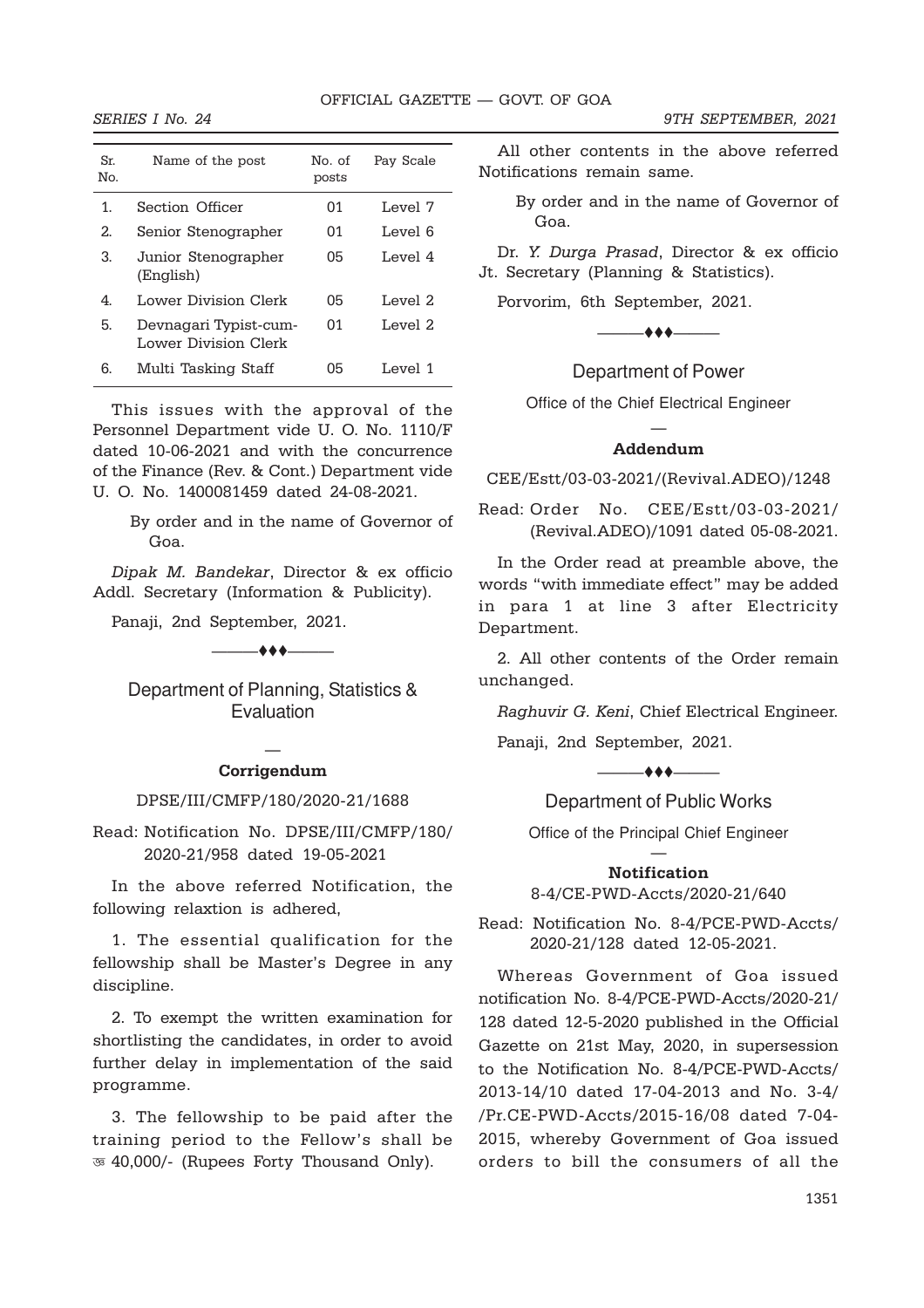| Sr. No. | Name of the post | No. of posts | Pay Scale |
|---|---|---|---|
| 1. | Section Officer | 01 | Level 7 |
| 2. | Senior Stenographer | 01 | Level 6 |
| 3. | Junior Stenographer (English) | 05 | Level 4 |
| 4. | Lower Division Clerk | 05 | Level 2 |
| 5. | Devnagari Typist-cum-Lower Division Clerk | 01 | Level 2 |
| 6. | Multi Tasking Staff | 05 | Level 1 |

This issues with the approval of the Personnel Department vide U. O. No. 1110/F dated 10-06-2021 and with the concurrence of the Finance (Rev. & Cont.) Department vide U. O. No. 1400081459 dated 24-08-2021.

By order and in the name of Governor of Goa.

*Dipak M. Bandekar*, Director & ex officio Addl. Secretary (Information & Publicity).

Panaji, 2nd September, 2021.

———♦♦♦———

## Department of Planning, Statistics & Evaluation

—

### Corrigendum

DPSE/III/CMFP/180/2020-21/1688

Read: Notification No. DPSE/III/CMFP/180/2020-21/958 dated 19-05-2021

In the above referred Notification, the following relaxtion is adhered,

1. The essential qualification for the fellowship shall be Master's Degree in any discipline.

2. To exempt the written examination for shortlisting the candidates, in order to avoid further delay in implementation of the said programme.

3. The fellowship to be paid after the training period to the Fellow's shall be ₹ 40,000/- (Rupees Forty Thousand Only).

All other contents in the above referred Notifications remain same.

By order and in the name of Governor of Goa.

Dr. *Y. Durga Prasad*, Director & ex officio Jt. Secretary (Planning & Statistics).

Porvorim, 6th September, 2021.

———♦♦♦———

## Department of Power

Office of the Chief Electrical Engineer

—

### Addendum

CEE/Estt/03-03-2021/(Revival.ADEO)/1248

Read: Order No. CEE/Estt/03-03-2021/(Revival.ADEO)/1091 dated 05-08-2021.

In the Order read at preamble above, the words "with immediate effect" may be added in para 1 at line 3 after Electricity Department.

2. All other contents of the Order remain unchanged.

*Raghuvir G. Keni*, Chief Electrical Engineer.

Panaji, 2nd September, 2021.

———♦♦♦———

## Department of Public Works

Office of the Principal Chief Engineer

—

### Notification

8-4/CE-PWD-Accts/2020-21/640

Read: Notification No. 8-4/PCE-PWD-Accts/2020-21/128 dated 12-05-2021.

Whereas Government of Goa issued notification No. 8-4/PCE-PWD-Accts/2020-21/128 dated 12-5-2020 published in the Official Gazette on 21st May, 2020, in supersession to the Notification No. 8-4/PCE-PWD-Accts/2013-14/10 dated 17-04-2013 and No. 3-4//Pr.CE-PWD-Accts/2015-16/08 dated 7-04-2015, whereby Government of Goa issued orders to bill the consumers of all the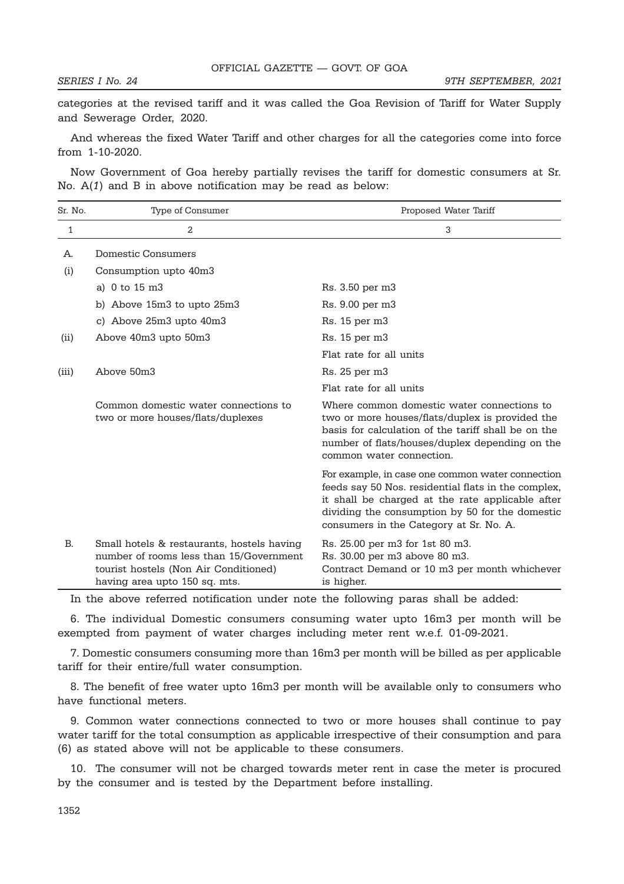categories at the revised tariff and it was called the Goa Revision of Tariff for Water Supply and Sewerage Order, 2020.

And whereas the fixed Water Tariff and other charges for all the categories come into force from 1-10-2020.

Now Government of Goa hereby partially revises the tariff for domestic consumers at Sr. No. A(*1*) and B in above notification may be read as below:

| Sr. No. | Type of Consumer | Proposed Water Tariff |
|---|---|---|
| 1 | 2 | 3 |
| A. | Domestic Consumers | |
| (i) | Consumption upto 40m3 | |
| | a) 0 to 15 m3 | Rs. 3.50 per m3 |
| | b) Above 15m3 to upto 25m3 | Rs. 9.00 per m3 |
| | c) Above 25m3 upto 40m3 | Rs. 15 per m3 |
| (ii) | Above 40m3 upto 50m3 | Rs. 15 per m3<br>Flat rate for all units |
| (iii) | Above 50m3 | Rs. 25 per m3<br>Flat rate for all units |
| | Common domestic water connections to two or more houses/flats/duplexes | Where common domestic water connections to two or more houses/flats/duplex is provided the basis for calculation of the tariff shall be on the number of flats/houses/duplex depending on the common water connection.<br>For example, in case one common water connection feeds say 50 Nos. residential flats in the complex, it shall be charged at the rate applicable after dividing the consumption by 50 for the domestic consumers in the Category at Sr. No. A. |
| B. | Small hotels & restaurants, hostels having number of rooms less than 15/Government tourist hostels (Non Air Conditioned) having area upto 150 sq. mts. | Rs. 25.00 per m3 for 1st 80 m3.<br>Rs. 30.00 per m3 above 80 m3.<br>Contract Demand or 10 m3 per month whichever is higher. |

In the above referred notification under note the following paras shall be added:

6. The individual Domestic consumers consuming water upto 16m3 per month will be exempted from payment of water charges including meter rent w.e.f. 01-09-2021.

7. Domestic consumers consuming more than 16m3 per month will be billed as per applicable tariff for their entire/full water consumption.

8. The benefit of free water upto 16m3 per month will be available only to consumers who have functional meters.

9. Common water connections connected to two or more houses shall continue to pay water tariff for the total consumption as applicable irrespective of their consumption and para (6) as stated above will not be applicable to these consumers.

10. The consumer will not be charged towards meter rent in case the meter is procured by the consumer and is tested by the Department before installing.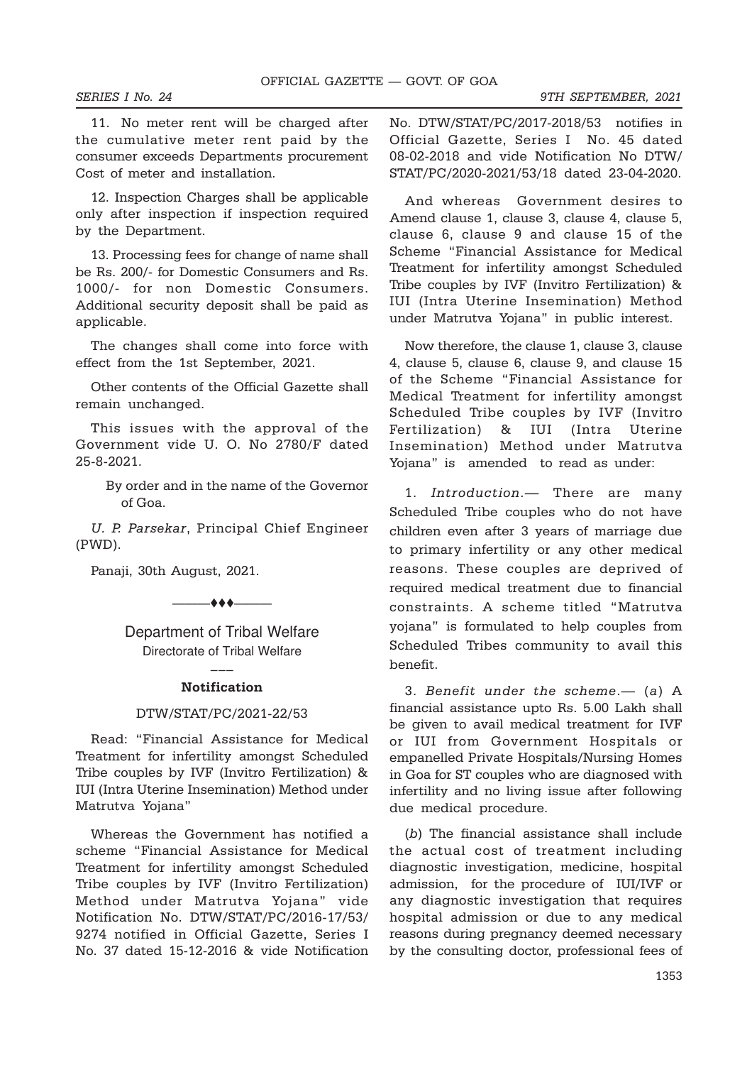11. No meter rent will be charged after the cumulative meter rent paid by the consumer exceeds Departments procurement Cost of meter and installation.

12. Inspection Charges shall be applicable only after inspection if inspection required by the Department.

13. Processing fees for change of name shall be Rs. 200/- for Domestic Consumers and Rs. 1000/- for non Domestic Consumers. Additional security deposit shall be paid as applicable.

The changes shall come into force with effect from the 1st September, 2021.

Other contents of the Official Gazette shall remain unchanged.

This issues with the approval of the Government vide U. O. No 2780/F dated 25-8-2021.

By order and in the name of the Governor of Goa.

*U. P. Parsekar*, Principal Chief Engineer (PWD).

Panaji, 30th August, 2021.

———♦♦♦———

## Department of Tribal Welfare

Directorate of Tribal Welfare

———

### Notification

DTW/STAT/PC/2021-22/53

Read: "Financial Assistance for Medical Treatment for infertility amongst Scheduled Tribe couples by IVF (Invitro Fertilization) & IUI (Intra Uterine Insemination) Method under Matrutva Yojana"

Whereas the Government has notified a scheme "Financial Assistance for Medical Treatment for infertility amongst Scheduled Tribe couples by IVF (Invitro Fertilization) Method under Matrutva Yojana" vide Notification No. DTW/STAT/PC/2016-17/53/9274 notified in Official Gazette, Series I No. 37 dated 15-12-2016 & vide Notification No. DTW/STAT/PC/2017-2018/53 notifies in Official Gazette, Series I No. 45 dated 08-02-2018 and vide Notification No DTW/STAT/PC/2020-2021/53/18 dated 23-04-2020.

And whereas Government desires to Amend clause 1, clause 3, clause 4, clause 5, clause 6, clause 9 and clause 15 of the Scheme "Financial Assistance for Medical Treatment for infertility amongst Scheduled Tribe couples by IVF (Invitro Fertilization) & IUI (Intra Uterine Insemination) Method under Matrutva Yojana" in public interest.

Now therefore, the clause 1, clause 3, clause 4, clause 5, clause 6, clause 9, and clause 15 of the Scheme "Financial Assistance for Medical Treatment for infertility amongst Scheduled Tribe couples by IVF (Invitro Fertilization) & IUI (Intra Uterine Insemination) Method under Matrutva Yojana" is amended to read as under:

1. *Introduction*.— There are many Scheduled Tribe couples who do not have children even after 3 years of marriage due to primary infertility or any other medical reasons. These couples are deprived of required medical treatment due to financial constraints. A scheme titled "Matrutva yojana" is formulated to help couples from Scheduled Tribes community to avail this benefit.

3. *Benefit under the scheme*.— (*a*) A financial assistance upto Rs. 5.00 Lakh shall be given to avail medical treatment for IVF or IUI from Government Hospitals or empanelled Private Hospitals/Nursing Homes in Goa for ST couples who are diagnosed with infertility and no living issue after following due medical procedure.

(*b*) The financial assistance shall include the actual cost of treatment including diagnostic investigation, medicine, hospital admission, for the procedure of IUI/IVF or any diagnostic investigation that requires hospital admission or due to any medical reasons during pregnancy deemed necessary by the consulting doctor, professional fees of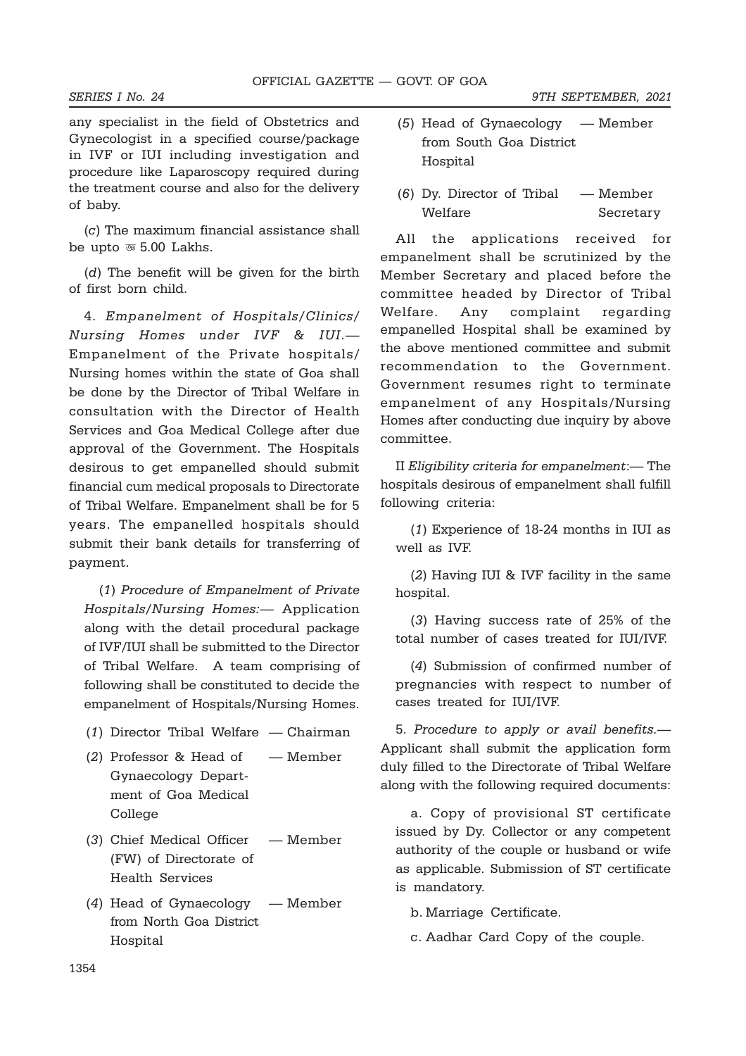any specialist in the field of Obstetrics and Gynecologist in a specified course/package in IVF or IUI including investigation and procedure like Laparoscopy required during the treatment course and also for the delivery of baby.

(*c*) The maximum financial assistance shall be upto ₹ 5.00 Lakhs.

(*d*) The benefit will be given for the birth of first born child.

4. *Empanelment of Hospitals/Clinics/ Nursing Homes under IVF & IUI.*— Empanelment of the Private hospitals/ Nursing homes within the state of Goa shall be done by the Director of Tribal Welfare in consultation with the Director of Health Services and Goa Medical College after due approval of the Government. The Hospitals desirous to get empanelled should submit financial cum medical proposals to Directorate of Tribal Welfare. Empanelment shall be for 5 years. The empanelled hospitals should submit their bank details for transferring of payment.

(*1*) *Procedure of Empanelment of Private Hospitals/Nursing Homes:*— Application along with the detail procedural package of IVF/IUI shall be submitted to the Director of Tribal Welfare. A team comprising of following shall be constituted to decide the empanelment of Hospitals/Nursing Homes.

(*1*) Director Tribal Welfare — Chairman

(*2*) Professor & Head of Gynaecology Department of Goa Medical College — Member

(*3*) Chief Medical Officer (FW) of Directorate of Health Services — Member

(*4*) Head of Gynaecology from North Goa District Hospital — Member

(*5*) Head of Gynaecology from South Goa District Hospital — Member

(*6*) Dy. Director of Tribal Welfare — Member Secretary

All the applications received for empanelment shall be scrutinized by the Member Secretary and placed before the committee headed by Director of Tribal Welfare. Any complaint regarding empanelled Hospital shall be examined by the above mentioned committee and submit recommendation to the Government. Government resumes right to terminate empanelment of any Hospitals/Nursing Homes after conducting due inquiry by above committee.

II *Eligibility criteria for empanelment*:— The hospitals desirous of empanelment shall fulfill following criteria:

(*1*) Experience of 18-24 months in IUI as well as IVF.

(*2*) Having IUI & IVF facility in the same hospital.

(*3*) Having success rate of 25% of the total number of cases treated for IUI/IVF.

(*4*) Submission of confirmed number of pregnancies with respect to number of cases treated for IUI/IVF.

5. *Procedure to apply or avail benefits.*— Applicant shall submit the application form duly filled to the Directorate of Tribal Welfare along with the following required documents:

a. Copy of provisional ST certificate issued by Dy. Collector or any competent authority of the couple or husband or wife as applicable. Submission of ST certificate is mandatory.

b. Marriage Certificate.

c. Aadhar Card Copy of the couple.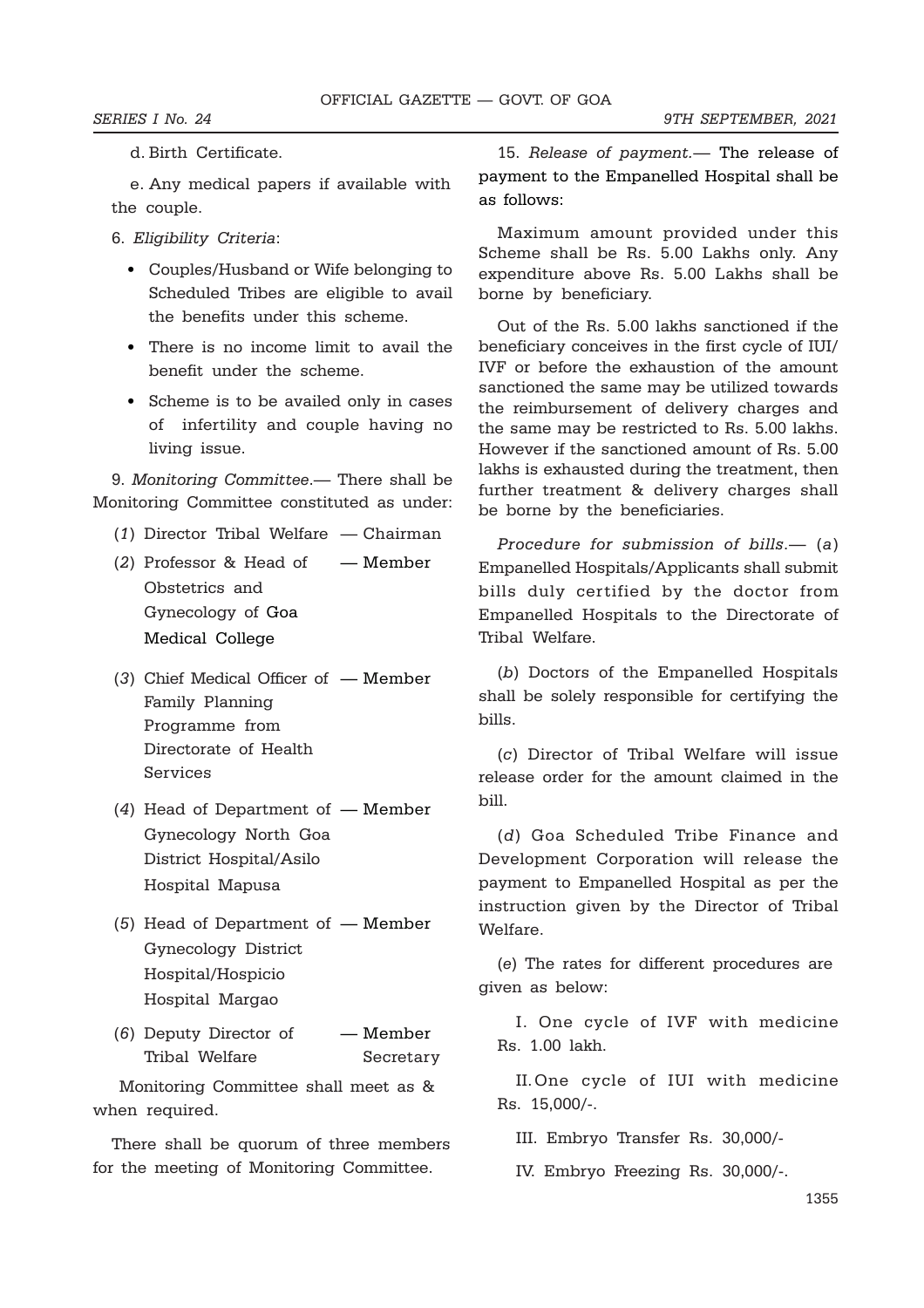d. Birth Certificate.

e. Any medical papers if available with the couple.

6. *Eligibility Criteria*:

- Couples/Husband or Wife belonging to Scheduled Tribes are eligible to avail the benefits under this scheme.
- There is no income limit to avail the benefit under the scheme.
- Scheme is to be availed only in cases of infertility and couple having no living issue.

9. *Monitoring Committee*.— There shall be Monitoring Committee constituted as under:

| | |
|---|---|
| (*1*) Director Tribal Welfare | — Chairman |
| (*2*) Professor & Head of Obstetrics and Gynecology of Goa Medical College | — Member |
| (*3*) Chief Medical Officer of Family Planning Programme from Directorate of Health Services | — Member |
| (*4*) Head of Department of Gynecology North Goa District Hospital/Asilo Hospital Mapusa | — Member |
| (*5*) Head of Department of Gynecology District Hospital/Hospicio Hospital Margao | — Member |
| (*6*) Deputy Director of Tribal Welfare | — Member Secretary |

Monitoring Committee shall meet as & when required.

There shall be quorum of three members for the meeting of Monitoring Committee.

15. *Release of payment*.— The release of payment to the Empanelled Hospital shall be as follows:

Maximum amount provided under this Scheme shall be Rs. 5.00 Lakhs only. Any expenditure above Rs. 5.00 Lakhs shall be borne by beneficiary.

Out of the Rs. 5.00 lakhs sanctioned if the beneficiary conceives in the first cycle of IUI/ IVF or before the exhaustion of the amount sanctioned the same may be utilized towards the reimbursement of delivery charges and the same may be restricted to Rs. 5.00 lakhs. However if the sanctioned amount of Rs. 5.00 lakhs is exhausted during the treatment, then further treatment & delivery charges shall be borne by the beneficiaries.

*Procedure for submission of bills*.— (*a*) Empanelled Hospitals/Applicants shall submit bills duly certified by the doctor from Empanelled Hospitals to the Directorate of Tribal Welfare.

(*b*) Doctors of the Empanelled Hospitals shall be solely responsible for certifying the bills.

(*c*) Director of Tribal Welfare will issue release order for the amount claimed in the bill.

(*d*) Goa Scheduled Tribe Finance and Development Corporation will release the payment to Empanelled Hospital as per the instruction given by the Director of Tribal Welfare.

(*e*) The rates for different procedures are given as below:

I. One cycle of IVF with medicine Rs. 1.00 lakh.

II. One cycle of IUI with medicine Rs. 15,000/-.

III. Embryo Transfer Rs. 30,000/-

IV. Embryo Freezing Rs. 30,000/-.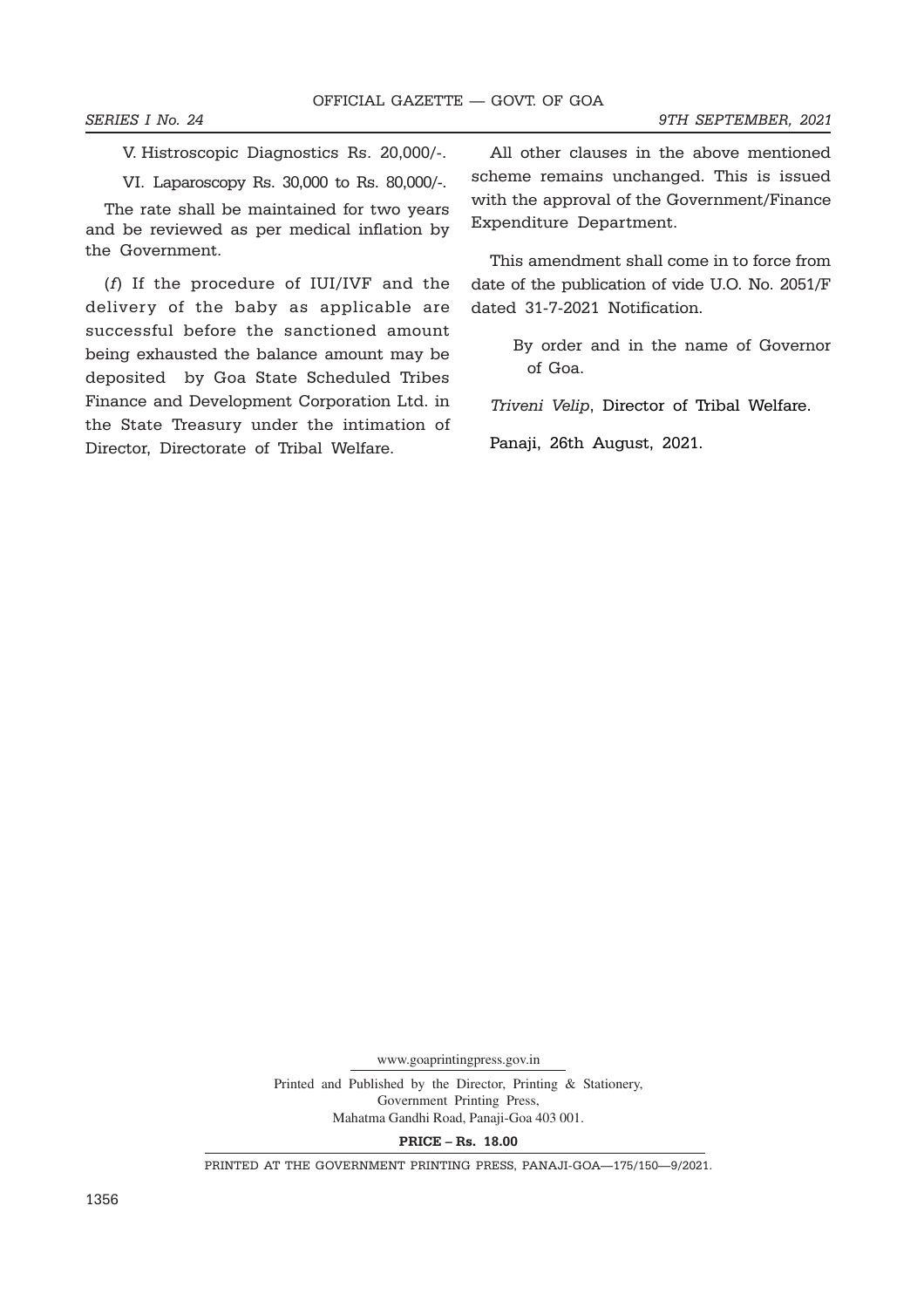V. Histroscopic Diagnostics Rs. 20,000/-.

VI. Laparoscopy Rs. 30,000 to Rs. 80,000/-.

The rate shall be maintained for two years and be reviewed as per medical inflation by the Government.

(*f*) If the procedure of IUI/IVF and the delivery of the baby as applicable are successful before the sanctioned amount being exhausted the balance amount may be deposited by Goa State Scheduled Tribes Finance and Development Corporation Ltd. in the State Treasury under the intimation of Director, Directorate of Tribal Welfare.

All other clauses in the above mentioned scheme remains unchanged. This is issued with the approval of the Government/Finance Expenditure Department.

This amendment shall come in to force from date of the publication of vide U.O. No. 2051/F dated 31-7-2021 Notification.

By order and in the name of Governor of Goa.

*Triveni Velip*, Director of Tribal Welfare.

Panaji, 26th August, 2021.

www.goaprintingpress.gov.in

Printed and Published by the Director, Printing & Stationery, Government Printing Press, Mahatma Gandhi Road, Panaji-Goa 403 001.

**PRICE – Rs. 18.00**

PRINTED AT THE GOVERNMENT PRINTING PRESS, PANAJI-GOA—175/150—9/2021.